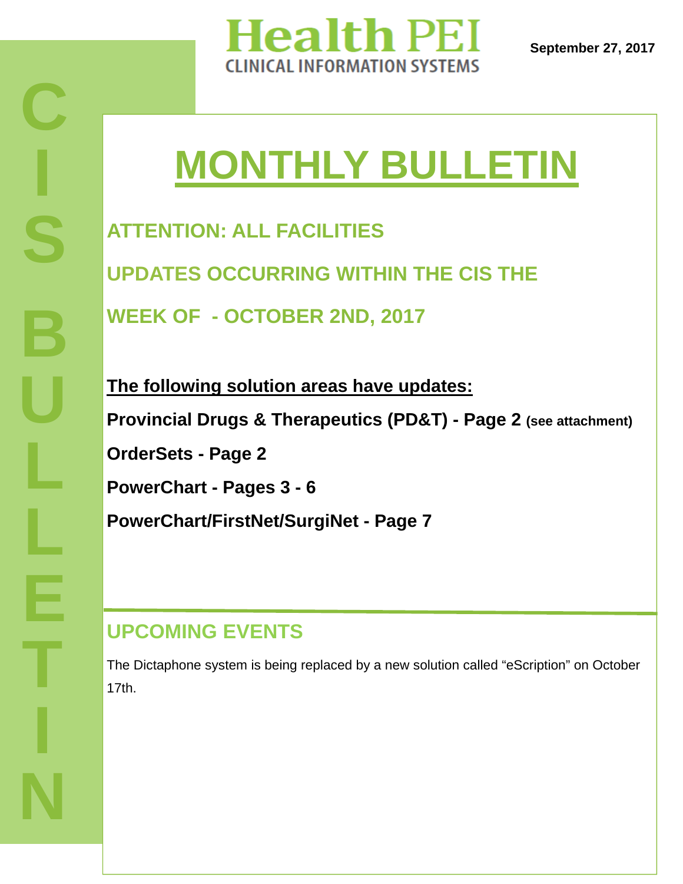# Health PEI

CLINICAL INFORMATION SYSTEMS

**September 27, 2017**

CIS BULLETIN

# MONTHLY BULLETIN

## ATTENTION: ALL FACILITIES

## UPDATES OCCURRING WITHIN THE CIS THE WEEK OF - OCTOBER 2ND, 2017

**The following solution areas have updates:**

**Provincial Drugs & Therapeutics (PD&T) - Page 2 (see attachment)**

**OrderSets - Page 2**

**PowerChart - Pages 3 - 6**

**PowerChart/FirstNet/SurgiNet - Page 7**

## UPCOMING EVENTS

The Dictaphone system is being replaced by a new solution called "eScription" on October 17th.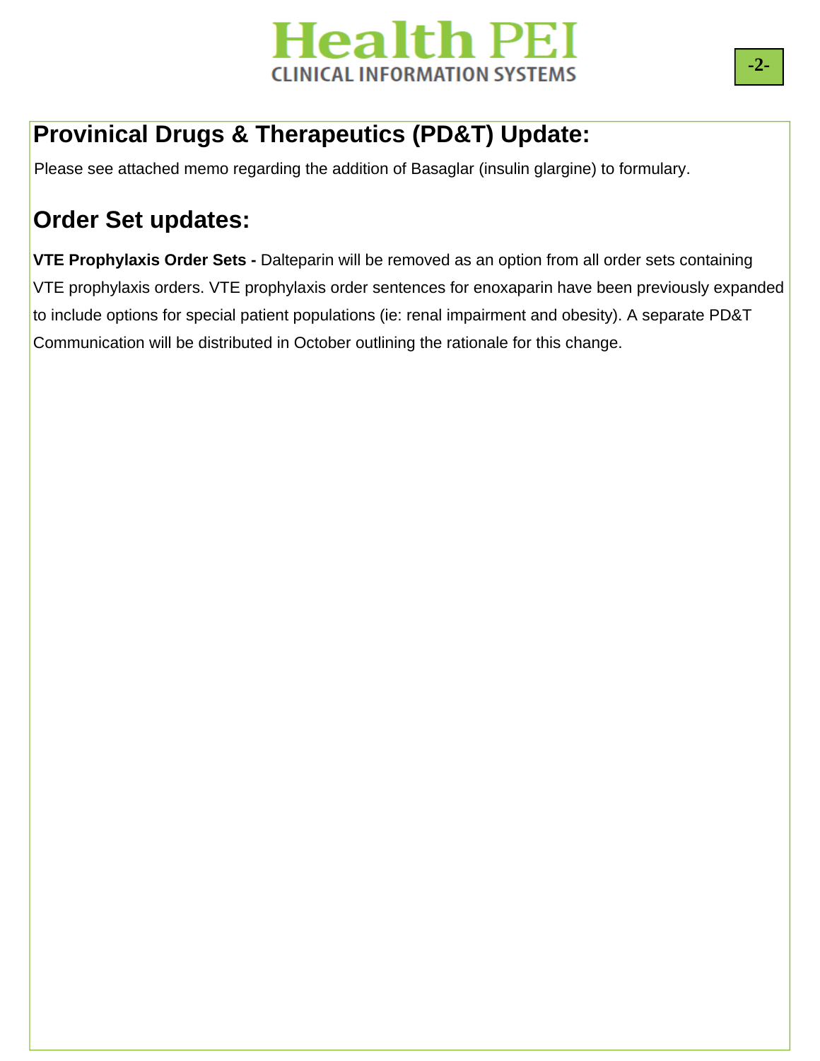## Provinical Drugs & Therapeutics (PD&T) Update:

Please see attached memo regarding the addition of Basaglar (insulin glargine) to formulary.

## Order Set updates:

**VTE Prophylaxis Order Sets -** Dalteparin will be removed as an option from all order sets containing VTE prophylaxis orders. VTE prophylaxis order sentences for enoxaparin have been previously expanded to include options for special patient populations (ie: renal impairment and obesity). A separate PD&T Communication will be distributed in October outlining the rationale for this change.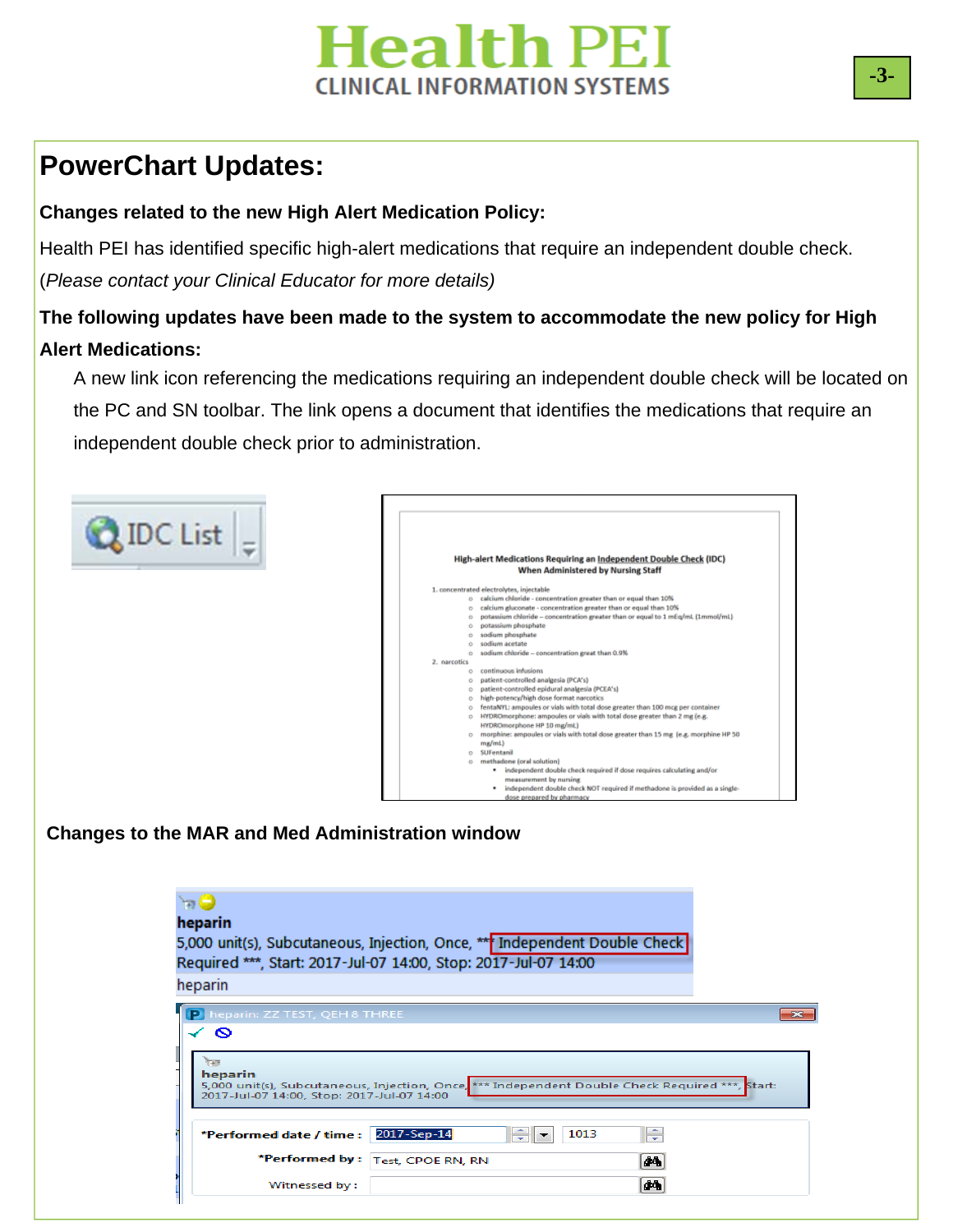# PowerChart Updates:

**Changes related to the new High Alert Medication Policy:**

Health PEI has identified specific high-alert medications that require an independent double check. (*Please contact your Clinical Educator for more details)*

**The following updates have been made to the system to accommodate the new policy for High Alert Medications:**

A new link icon referencing the medications requiring an independent double check will be located on the PC and SN toolbar. The link opens a document that identifies the medications that require an independent double check prior to administration.

IDC List

**High-alert Medications Requiring an Independent Double Check (IDC) When Administered by Nursing Staff**

1. concentrated electrolytes, injectable
   - calcium chloride - concentration greater than or equal than 10%
   - calcium gluconate - concentration greater than or equal than 10%
   - potassium chloride – concentration greater than or equal to 1 mEq/mL (1mmol/mL)
   - potassium phosphate
   - sodium phosphate
   - sodium acetate
   - sodium chloride – concentration great than 0.9%
2. narcotics
   - continuous infusions
   - patient-controlled analgesia (PCA's)
   - patient-controlled epidural analgesia (PCEA's)
   - high-potency/high dose format narcotics
   - fentaNYL: ampoules or vials with total dose greater than 100 mcg per container
   - HYDROmorphone: ampoules or vials with total dose greater than 2 mg (e.g. HYDROmorphone HP 10 mg/mL)
   - morphine: ampoules or vials with total dose greater than 15 mg (e.g. morphine HP 50 mg/mL)
   - SUFentanil
   - methadone (oral solution)
     - independent double check required if dose requires calculating and/or measurement by nursing
     - independent double check NOT required if methadone is provided as a single-dose prepared by pharmacy

**Changes to the MAR and Med Administration window**

heparin
5,000 unit(s), Subcutaneous, Injection, Once, *** Independent Double Check Required ***, Start: 2017-Jul-07 14:00, Stop: 2017-Jul-07 14:00
heparin

heparin: ZZ TEST, QEH 8 THREE

heparin
5,000 unit(s), Subcutaneous, Injection, Once, *** Independent Double Check Required ***, Start: 2017-Jul-07 14:00, Stop: 2017-Jul-07 14:00

*Performed date / time : 2017-Sep-14 1013
*Performed by : Test, CPOE RN, RN
Witnessed by :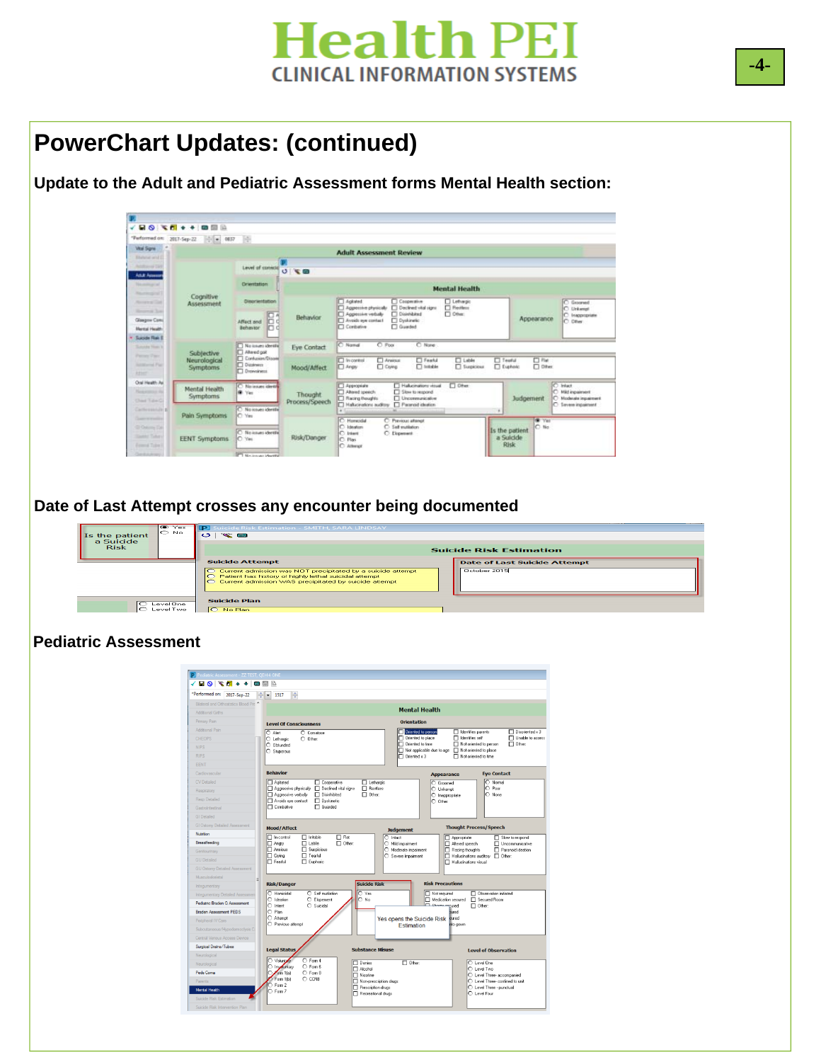# PowerChart Updates: (continued)

## Update to the Adult and Pediatric Assessment forms Mental Health section:

## Date of Last Attempt crosses any encounter being documented

## Pediatric Assessment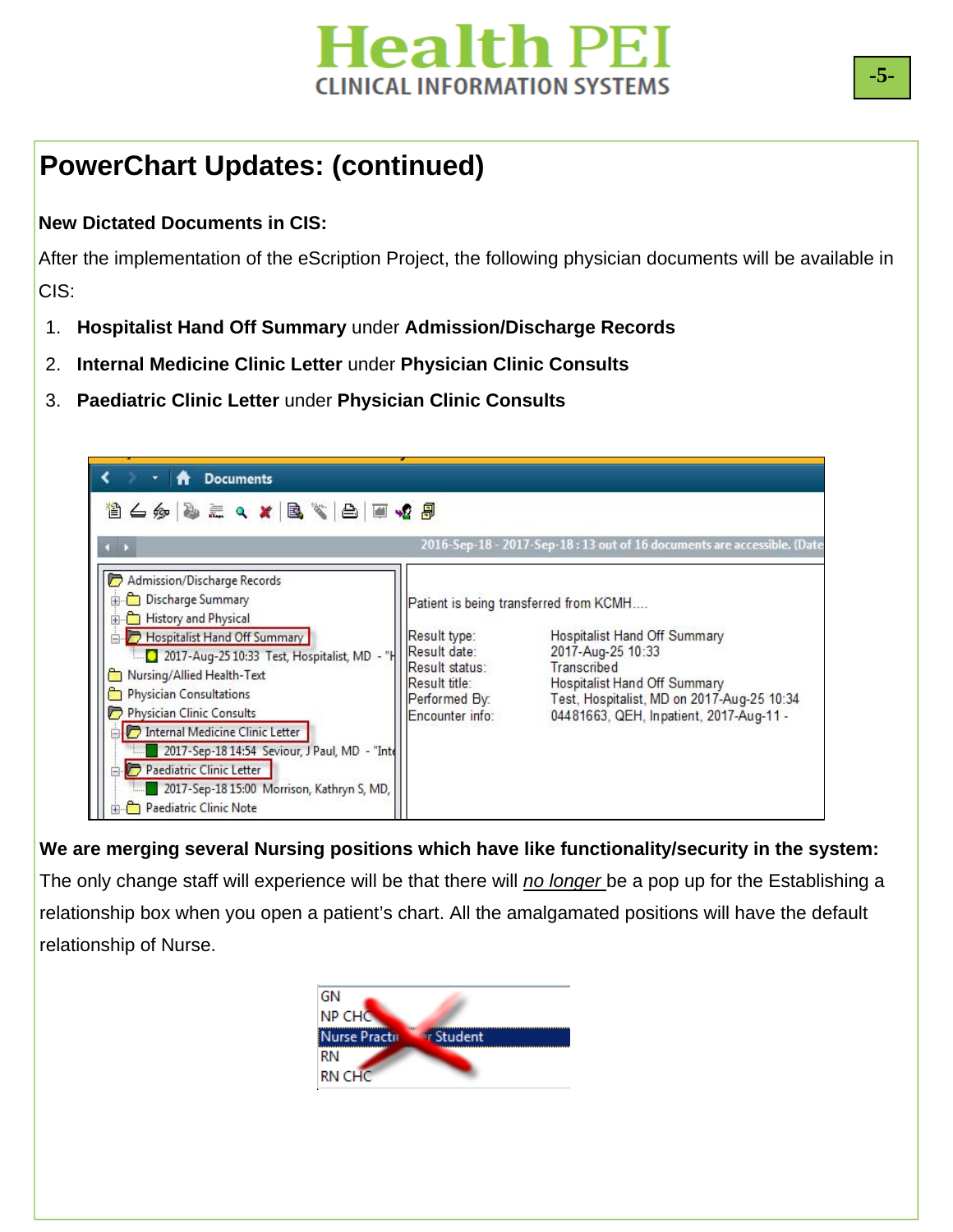## PowerChart Updates: (continued)

**New Dictated Documents in CIS:**

After the implementation of the eScription Project, the following physician documents will be available in CIS:

1. **Hospitalist Hand Off Summary** under **Admission/Discharge Records**
2. **Internal Medicine Clinic Letter** under **Physician Clinic Consults**
3. **Paediatric Clinic Letter** under **Physician Clinic Consults**

**We are merging several Nursing positions which have like functionality/security in the system:**

The only change staff will experience will be that there will *no longer* be a pop up for the Establishing a relationship box when you open a patient's chart. All the amalgamated positions will have the default relationship of Nurse.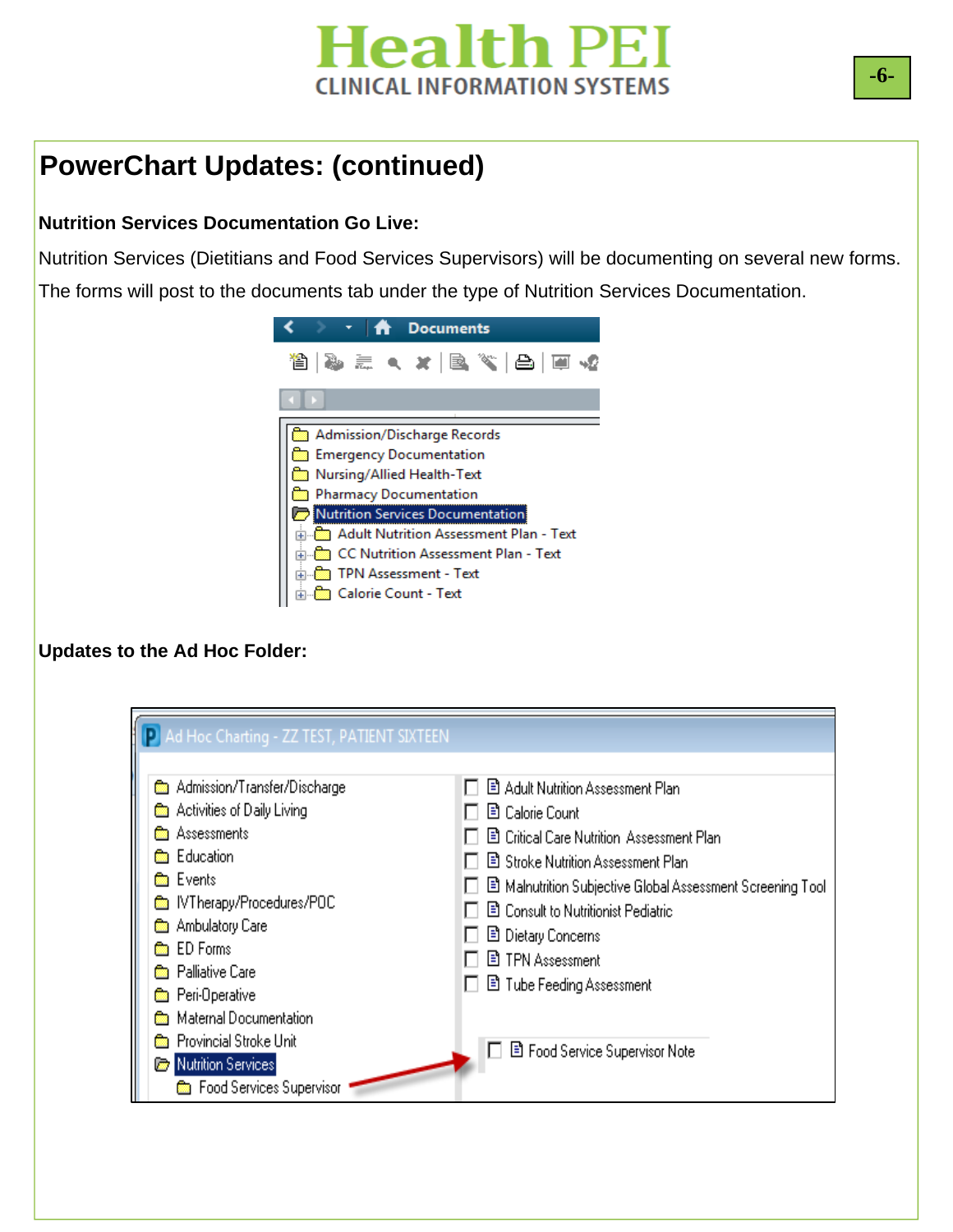# PowerChart Updates: (continued)

**Nutrition Services Documentation Go Live:**

Nutrition Services (Dietitians and Food Services Supervisors) will be documenting on several new forms. The forms will post to the documents tab under the type of Nutrition Services Documentation.

Documents

- Admission/Discharge Records
- Emergency Documentation
- Nursing/Allied Health-Text
- Pharmacy Documentation
- Nutrition Services Documentation
  - Adult Nutrition Assessment Plan - Text
  - CC Nutrition Assessment Plan - Text
  - TPN Assessment - Text
  - Calorie Count - Text

**Updates to the Ad Hoc Folder:**

Ad Hoc Charting - ZZ TEST, PATIENT SIXTEEN

- Admission/Transfer/Discharge
- Activities of Daily Living
- Assessments
- Education
- Events
- IVTherapy/Procedures/POC
- Ambulatory Care
- ED Forms
- Palliative Care
- Peri-Operative
- Maternal Documentation
- Provincial Stroke Unit
- Nutrition Services
  - Food Services Supervisor

Nutrition Services forms:

- Adult Nutrition Assessment Plan
- Calorie Count
- Critical Care Nutrition Assessment Plan
- Stroke Nutrition Assessment Plan
- Malnutrition Subjective Global Assessment Screening Tool
- Consult to Nutritionist Pediatric
- Dietary Concerns
- TPN Assessment
- Tube Feeding Assessment

Food Services Supervisor forms:

- Food Service Supervisor Note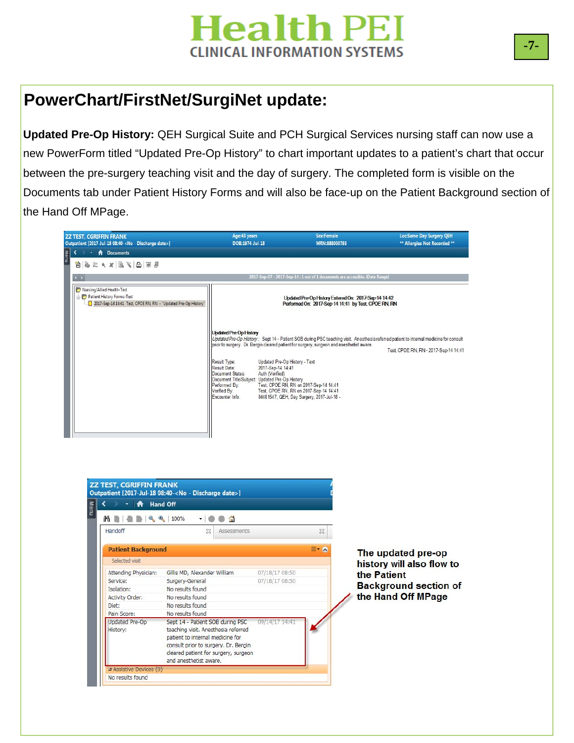## PowerChart/FirstNet/SurgiNet update:

**Updated Pre-Op History:** QEH Surgical Suite and PCH Surgical Services nursing staff can now use a new PowerForm titled "Updated Pre-Op History" to chart important updates to a patient's chart that occur between the pre-surgery teaching visit and the day of surgery. The completed form is visible on the Documents tab under Patient History Forms and will also be face-up on the Patient Background section of the Hand Off MPage.

**The updated pre-op history will also flow to the Patient Background section of the Hand Off MPage**